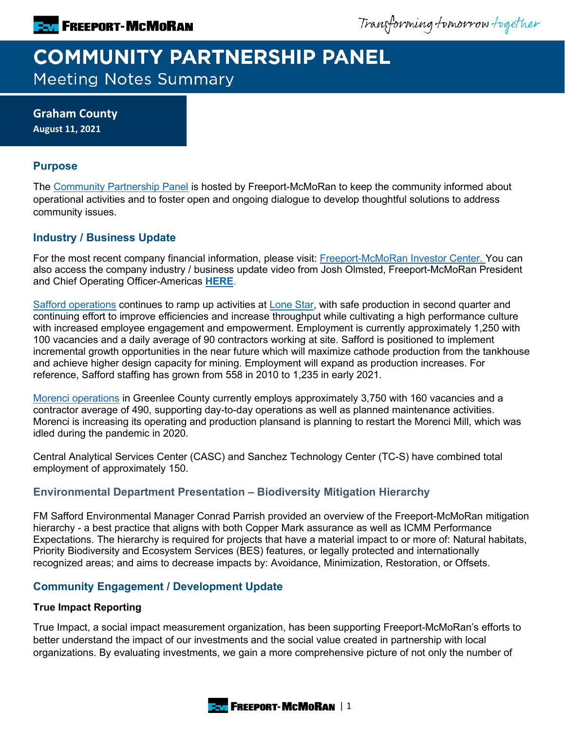# COMMUNITY PARTNERSHIP PANEL
## Meeting Notes Summary

**Graham County**
**August 11, 2021**

### Purpose

The Community Partnership Panel is hosted by Freeport-McMoRan to keep the community informed about operational activities and to foster open and ongoing dialogue to develop thoughtful solutions to address community issues.

### Industry / Business Update

For the most recent company financial information, please visit: Freeport-McMoRan Investor Center. You can also access the company industry / business update video from Josh Olmsted, Freeport-McMoRan President and Chief Operating Officer-Americas **HERE**.

Safford operations continues to ramp up activities at Lone Star, with safe production in second quarter and continuing effort to improve efficiencies and increase throughput while cultivating a high performance culture with increased employee engagement and empowerment. Employment is currently approximately 1,250 with 100 vacancies and a daily average of 90 contractors working at site. Safford is positioned to implement incremental growth opportunities in the near future which will maximize cathode production from the tankhouse and achieve higher design capacity for mining. Employment will expand as production increases. For reference, Safford staffing has grown from 558 in 2010 to 1,235 in early 2021.

Morenci operations in Greenlee County currently employs approximately 3,750 with 160 vacancies and a contractor average of 490, supporting day-to-day operations as well as planned maintenance activities. Morenci is increasing its operating and production plansand is planning to restart the Morenci Mill, which was idled during the pandemic in 2020.

Central Analytical Services Center (CASC) and Sanchez Technology Center (TC-S) have combined total employment of approximately 150.

### Environmental Department Presentation – Biodiversity Mitigation Hierarchy

FM Safford Environmental Manager Conrad Parrish provided an overview of the Freeport-McMoRan mitigation hierarchy - a best practice that aligns with both Copper Mark assurance as well as ICMM Performance Expectations. The hierarchy is required for projects that have a material impact to or more of: Natural habitats, Priority Biodiversity and Ecosystem Services (BES) features, or legally protected and internationally recognized areas; and aims to decrease impacts by: Avoidance, Minimization, Restoration, or Offsets.

### Community Engagement / Development Update

**True Impact Reporting**

True Impact, a social impact measurement organization, has been supporting Freeport-McMoRan's efforts to better understand the impact of our investments and the social value created in partnership with local organizations. By evaluating investments, we gain a more comprehensive picture of not only the number of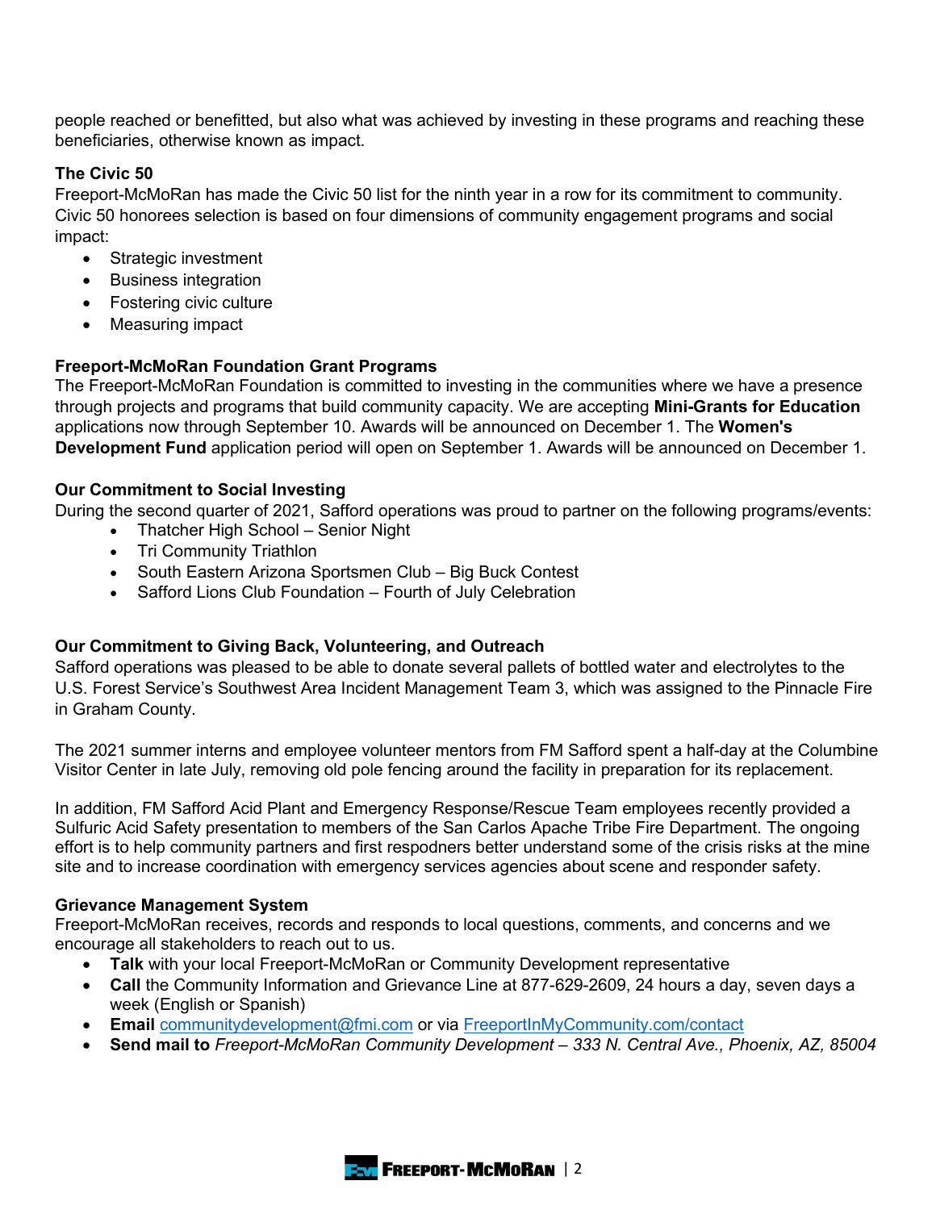people reached or benefitted, but also what was achieved by investing in these programs and reaching these beneficiaries, otherwise known as impact.

**The Civic 50**

Freeport-McMoRan has made the Civic 50 list for the ninth year in a row for its commitment to community. Civic 50 honorees selection is based on four dimensions of community engagement programs and social impact:

- Strategic investment
- Business integration
- Fostering civic culture
- Measuring impact

**Freeport-McMoRan Foundation Grant Programs**

The Freeport-McMoRan Foundation is committed to investing in the communities where we have a presence through projects and programs that build community capacity. We are accepting **Mini-Grants for Education** applications now through September 10. Awards will be announced on December 1. The **Women's Development Fund** application period will open on September 1. Awards will be announced on December 1.

**Our Commitment to Social Investing**

During the second quarter of 2021, Safford operations was proud to partner on the following programs/events:

- Thatcher High School – Senior Night
- Tri Community Triathlon
- South Eastern Arizona Sportsmen Club – Big Buck Contest
- Safford Lions Club Foundation – Fourth of July Celebration

**Our Commitment to Giving Back, Volunteering, and Outreach**

Safford operations was pleased to be able to donate several pallets of bottled water and electrolytes to the U.S. Forest Service's Southwest Area Incident Management Team 3, which was assigned to the Pinnacle Fire in Graham County.

The 2021 summer interns and employee volunteer mentors from FM Safford spent a half-day at the Columbine Visitor Center in late July, removing old pole fencing around the facility in preparation for its replacement.

In addition, FM Safford Acid Plant and Emergency Response/Rescue Team employees recently provided a Sulfuric Acid Safety presentation to members of the San Carlos Apache Tribe Fire Department. The ongoing effort is to help community partners and first respodners better understand some of the crisis risks at the mine site and to increase coordination with emergency services agencies about scene and responder safety.

**Grievance Management System**

Freeport-McMoRan receives, records and responds to local questions, comments, and concerns and we encourage all stakeholders to reach out to us.

- **Talk** with your local Freeport-McMoRan or Community Development representative
- **Call** the Community Information and Grievance Line at 877-629-2609, 24 hours a day, seven days a week (English or Spanish)
- **Email** communitydevelopment@fmi.com or via FreeportInMyCommunity.com/contact
- **Send mail to** *Freeport-McMoRan Community Development – 333 N. Central Ave., Phoenix, AZ, 85004*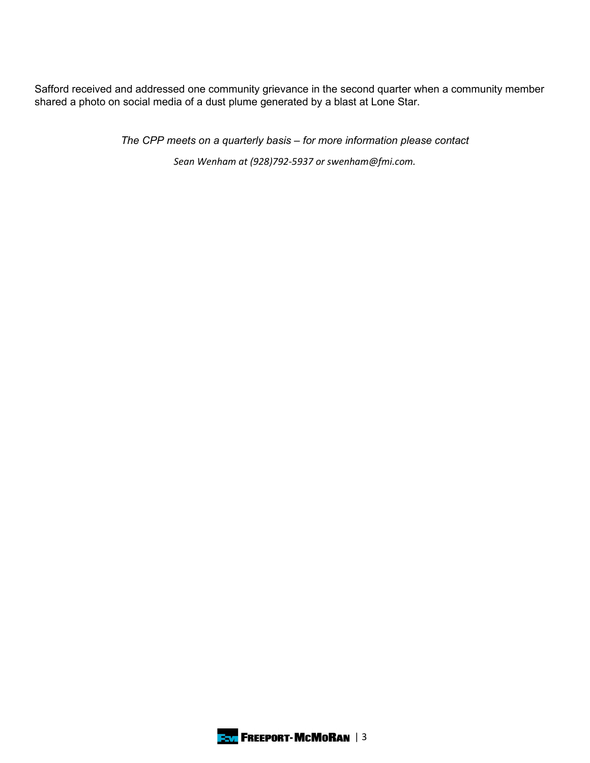Safford received and addressed one community grievance in the second quarter when a community member shared a photo on social media of a dust plume generated by a blast at Lone Star.

*The CPP meets on a quarterly basis – for more information please contact*

*Sean Wenham at (928)792-5937 or swenham@fmi.com.*